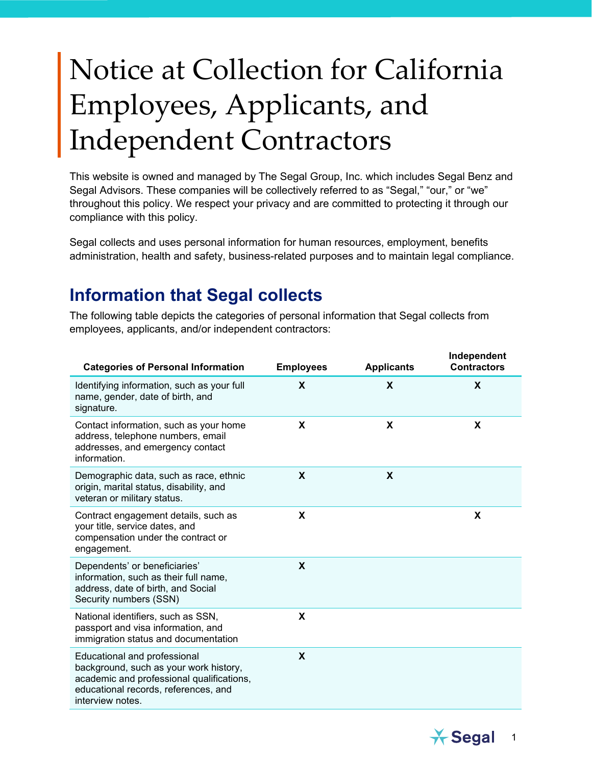# Notice at Collection for California Employees, Applicants, and Independent Contractors

This website is owned and managed by The Segal Group, Inc. which includes Segal Benz and Segal Advisors. These companies will be collectively referred to as "Segal," "our," or "we" throughout this policy. We respect your privacy and are committed to protecting it through our compliance with this policy.

Segal collects and uses personal information for human resources, employment, benefits administration, health and safety, business-related purposes and to maintain legal compliance.

## Information that Segal collects

The following table depicts the categories of personal information that Segal collects from employees, applicants, and/or independent contractors:

| Categories of Personal Information | Employees | Applicants | Independent Contractors |
|---|---|---|---|
| Identifying information, such as your full name, gender, date of birth, and signature. | X | X | X |
| Contact information, such as your home address, telephone numbers, email addresses, and emergency contact information. | X | X | X |
| Demographic data, such as race, ethnic origin, marital status, disability, and veteran or military status. | X | X | |
| Contract engagement details, such as your title, service dates, and compensation under the contract or engagement. | X | | X |
| Dependents' or beneficiaries' information, such as their full name, address, date of birth, and Social Security numbers (SSN) | X | | |
| National identifiers, such as SSN, passport and visa information, and immigration status and documentation | X | | |
| Educational and professional background, such as your work history, academic and professional qualifications, educational records, references, and interview notes. | X | | |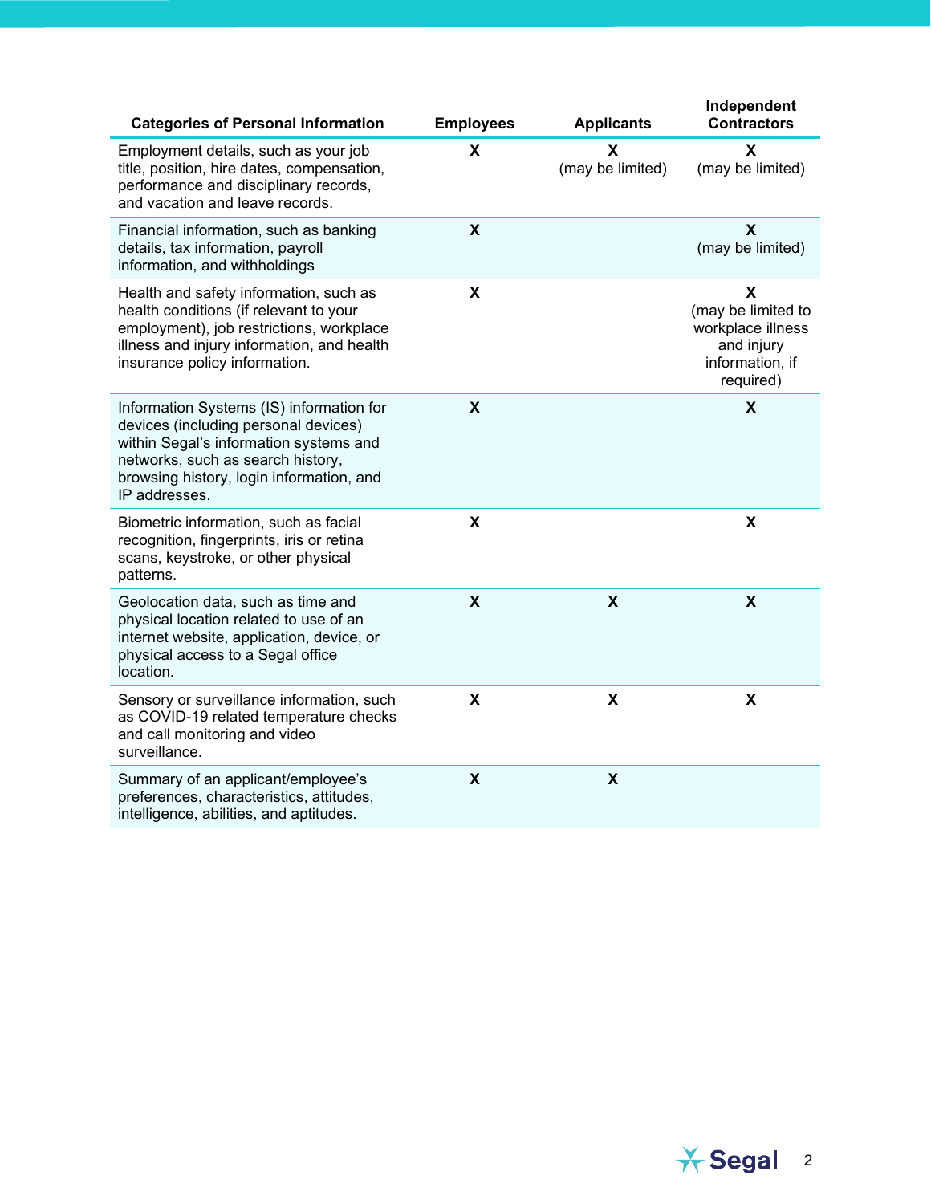| Categories of Personal Information | Employees | Applicants | Independent Contractors |
|---|---|---|---|
| Employment details, such as your job title, position, hire dates, compensation, performance and disciplinary records, and vacation and leave records. | X | X (may be limited) | X (may be limited) |
| Financial information, such as banking details, tax information, payroll information, and withholdings | X | | X (may be limited) |
| Health and safety information, such as health conditions (if relevant to your employment), job restrictions, workplace illness and injury information, and health insurance policy information. | X | | X (may be limited to workplace illness and injury information, if required) |
| Information Systems (IS) information for devices (including personal devices) within Segal's information systems and networks, such as search history, browsing history, login information, and IP addresses. | X | | X |
| Biometric information, such as facial recognition, fingerprints, iris or retina scans, keystroke, or other physical patterns. | X | | X |
| Geolocation data, such as time and physical location related to use of an internet website, application, device, or physical access to a Segal office location. | X | X | X |
| Sensory or surveillance information, such as COVID-19 related temperature checks and call monitoring and video surveillance. | X | X | X |
| Summary of an applicant/employee's preferences, characteristics, attitudes, intelligence, abilities, and aptitudes. | X | X | |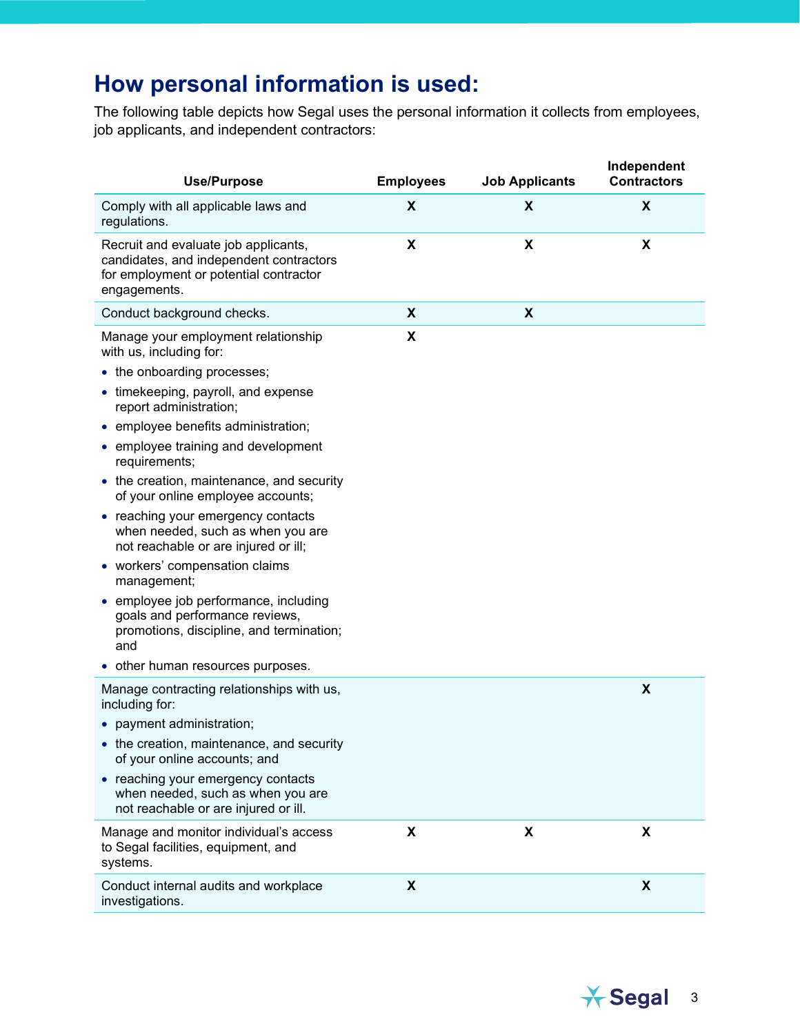## How personal information is used:

The following table depicts how Segal uses the personal information it collects from employees, job applicants, and independent contractors:

| Use/Purpose | Employees | Job Applicants | Independent Contractors |
|---|---|---|---|
| Comply with all applicable laws and regulations. | X | X | X |
| Recruit and evaluate job applicants, candidates, and independent contractors for employment or potential contractor engagements. | X | X | X |
| Conduct background checks. | X | X | |
| Manage your employment relationship with us, including for: <br>• the onboarding processes; <br>• timekeeping, payroll, and expense report administration; <br>• employee benefits administration; <br>• employee training and development requirements; <br>• the creation, maintenance, and security of your online employee accounts; <br>• reaching your emergency contacts when needed, such as when you are not reachable or are injured or ill; <br>• workers' compensation claims management; <br>• employee job performance, including goals and performance reviews, promotions, discipline, and termination; and <br>• other human resources purposes. | X | | |
| Manage contracting relationships with us, including for: <br>• payment administration; <br>• the creation, maintenance, and security of your online accounts; and <br>• reaching your emergency contacts when needed, such as when you are not reachable or are injured or ill. | | | X |
| Manage and monitor individual's access to Segal facilities, equipment, and systems. | X | X | X |
| Conduct internal audits and workplace investigations. | X | | X |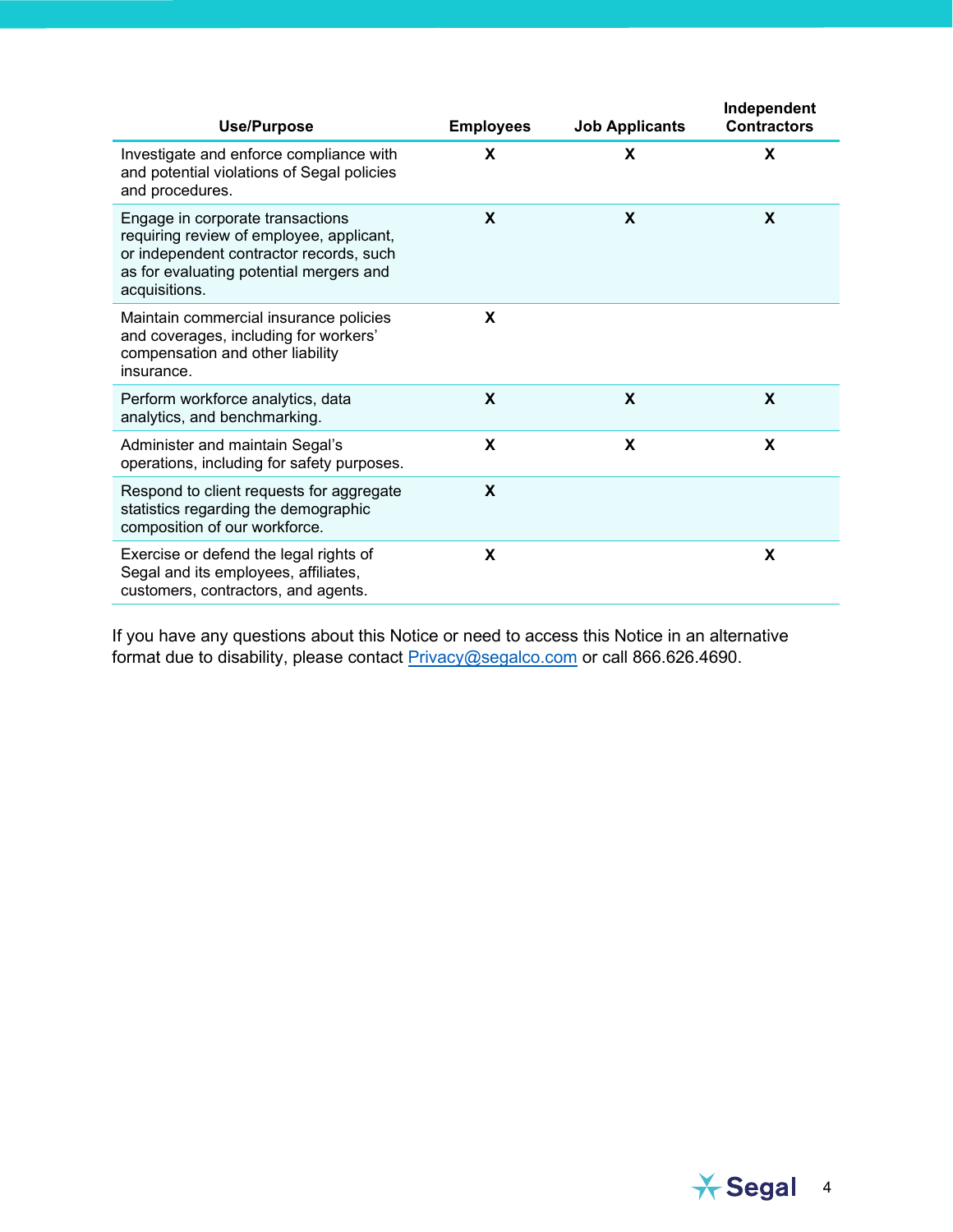| Use/Purpose | Employees | Job Applicants | Independent Contractors |
|---|---|---|---|
| Investigate and enforce compliance with and potential violations of Segal policies and procedures. | X | X | X |
| Engage in corporate transactions requiring review of employee, applicant, or independent contractor records, such as for evaluating potential mergers and acquisitions. | X | X | X |
| Maintain commercial insurance policies and coverages, including for workers' compensation and other liability insurance. | X | | |
| Perform workforce analytics, data analytics, and benchmarking. | X | X | X |
| Administer and maintain Segal's operations, including for safety purposes. | X | X | X |
| Respond to client requests for aggregate statistics regarding the demographic composition of our workforce. | X | | |
| Exercise or defend the legal rights of Segal and its employees, affiliates, customers, contractors, and agents. | X | | X |

If you have any questions about this Notice or need to access this Notice in an alternative format due to disability, please contact Privacy@segalco.com or call 866.626.4690.